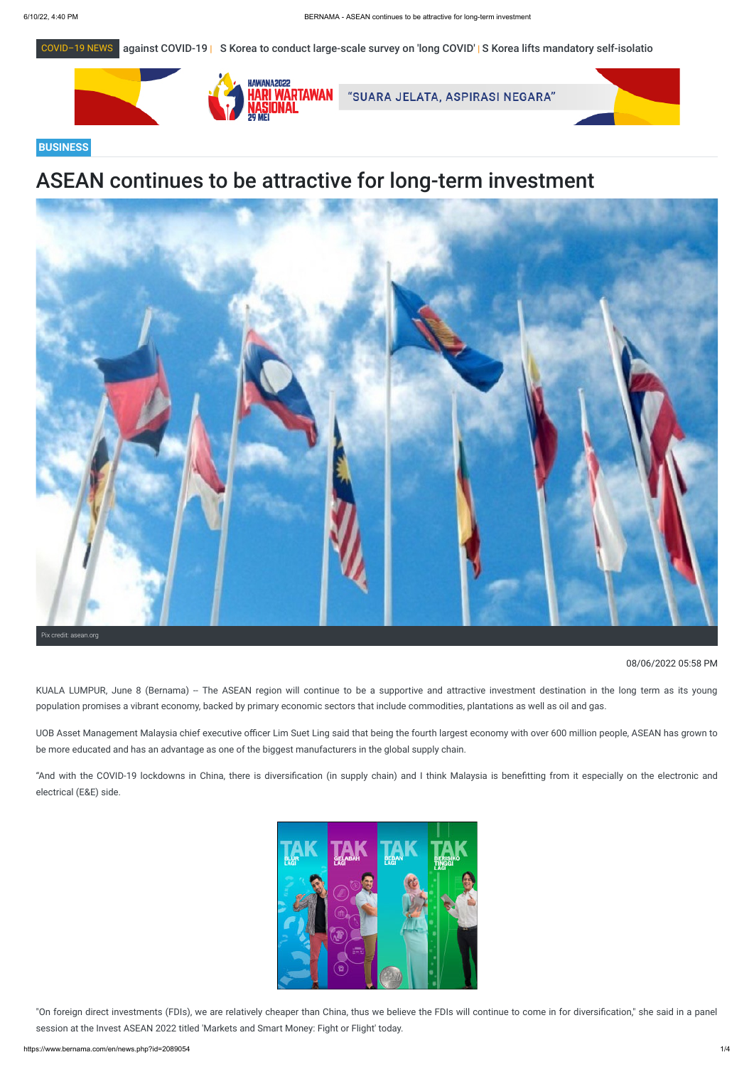BUSINESS

# ASEAN continues to be attractive for long-term investment

Pix credit: asean.org

08/06/2022 05:58 PM

KUALA LUMPUR, June 8 (Bernama) -- The ASEAN region will continue to be a supportive and attractive investment destination in the long term as its young population promises a vibrant economy, backed by primary economic sectors that include commodities, plantations as well as oil and gas.

UOB Asset Management Malaysia chief executive officer Lim Suet Ling said that being the fourth largest economy with over 600 million people, ASEAN has grown to be more educated and has an advantage as one of the biggest manufacturers in the global supply chain.

"And with the COVID-19 lockdowns in China, there is diversification (in supply chain) and I think Malaysia is benefitting from it especially on the electronic and electrical (E&E) side.

"On foreign direct investments (FDIs), we are relatively cheaper than China, thus we believe the FDIs will continue to come in for diversification," she said in a panel session at the Invest ASEAN 2022 titled 'Markets and Smart Money: Fight or Flight' today.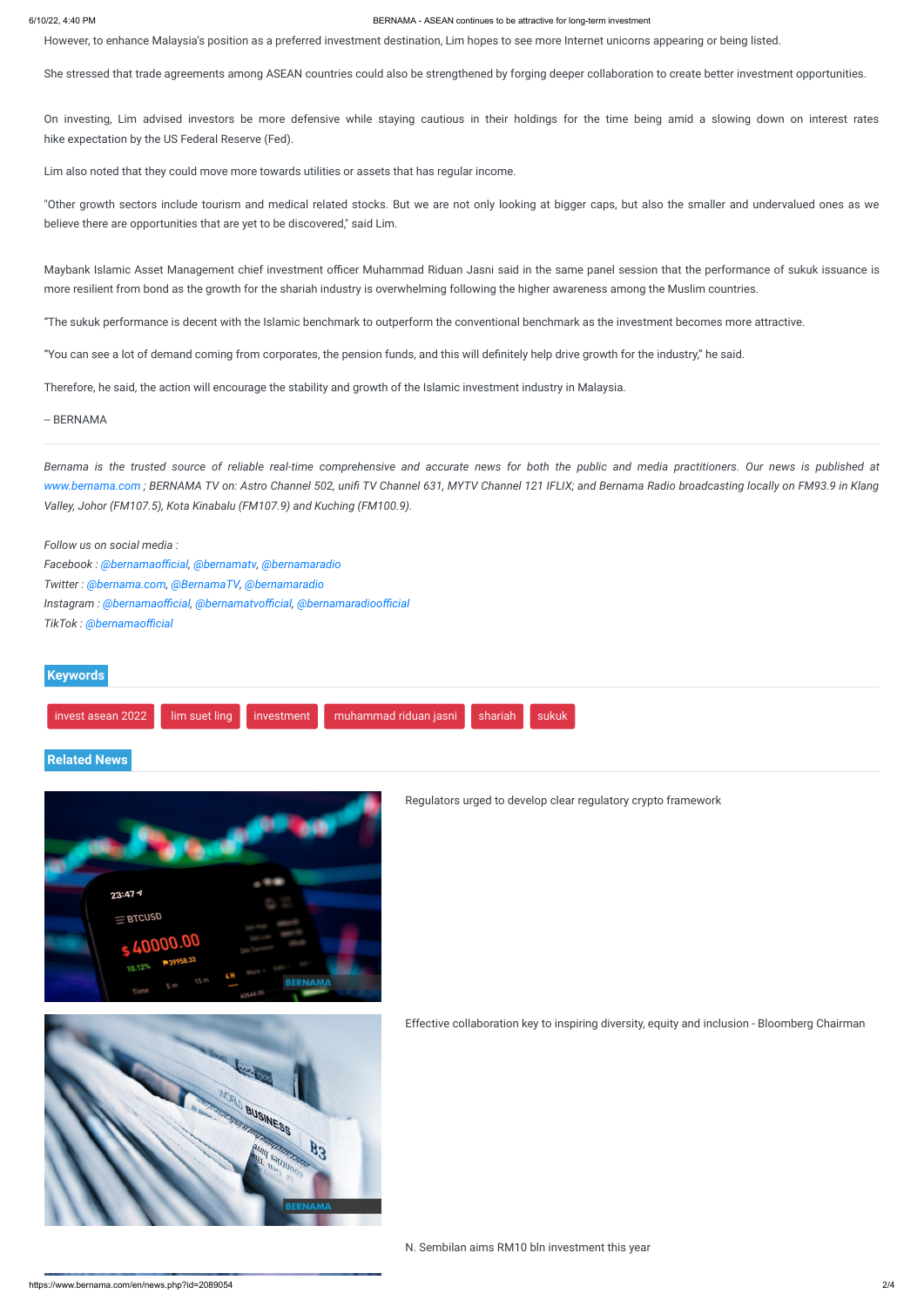However, to enhance Malaysia's position as a preferred investment destination, Lim hopes to see more Internet unicorns appearing or being listed.

She stressed that trade agreements among ASEAN countries could also be strengthened by forging deeper collaboration to create better investment opportunities.

On investing, Lim advised investors be more defensive while staying cautious in their holdings for the time being amid a slowing down on interest rates hike expectation by the US Federal Reserve (Fed).

Lim also noted that they could move more towards utilities or assets that has regular income.

"Other growth sectors include tourism and medical related stocks. But we are not only looking at bigger caps, but also the smaller and undervalued ones as we believe there are opportunities that are yet to be discovered," said Lim.

Maybank Islamic Asset Management chief investment officer Muhammad Riduan Jasni said in the same panel session that the performance of sukuk issuance is more resilient from bond as the growth for the shariah industry is overwhelming following the higher awareness among the Muslim countries.

"The sukuk performance is decent with the Islamic benchmark to outperform the conventional benchmark as the investment becomes more attractive.

"You can see a lot of demand coming from corporates, the pension funds, and this will definitely help drive growth for the industry," he said.

Therefore, he said, the action will encourage the stability and growth of the Islamic investment industry in Malaysia.

-- BERNAMA

*Bernama is the trusted source of reliable real-time comprehensive and accurate news for both the public and media practitioners. Our news is published at www.bernama.com ; BERNAMA TV on: Astro Channel 502, unifi TV Channel 631, MYTV Channel 121 IFLIX; and Bernama Radio broadcasting locally on FM93.9 in Klang Valley, Johor (FM107.5), Kota Kinabalu (FM107.9) and Kuching (FM100.9).*

*Follow us on social media :*
*Facebook : @bernamaofficial, @bernamatv, @bernamaradio*
*Twitter : @bernama.com, @BernamaTV, @bernamaradio*
*Instagram : @bernamaofficial, @bernamatvofficial, @bernamaradioofficial*
*TikTok : @bernamaofficial*

## Keywords

invest asean 2022 | lim suet ling | investment | muhammad riduan jasni | shariah | sukuk

## Related News

Regulators urged to develop clear regulatory crypto framework

Effective collaboration key to inspiring diversity, equity and inclusion - Bloomberg Chairman

N. Sembilan aims RM10 bln investment this year